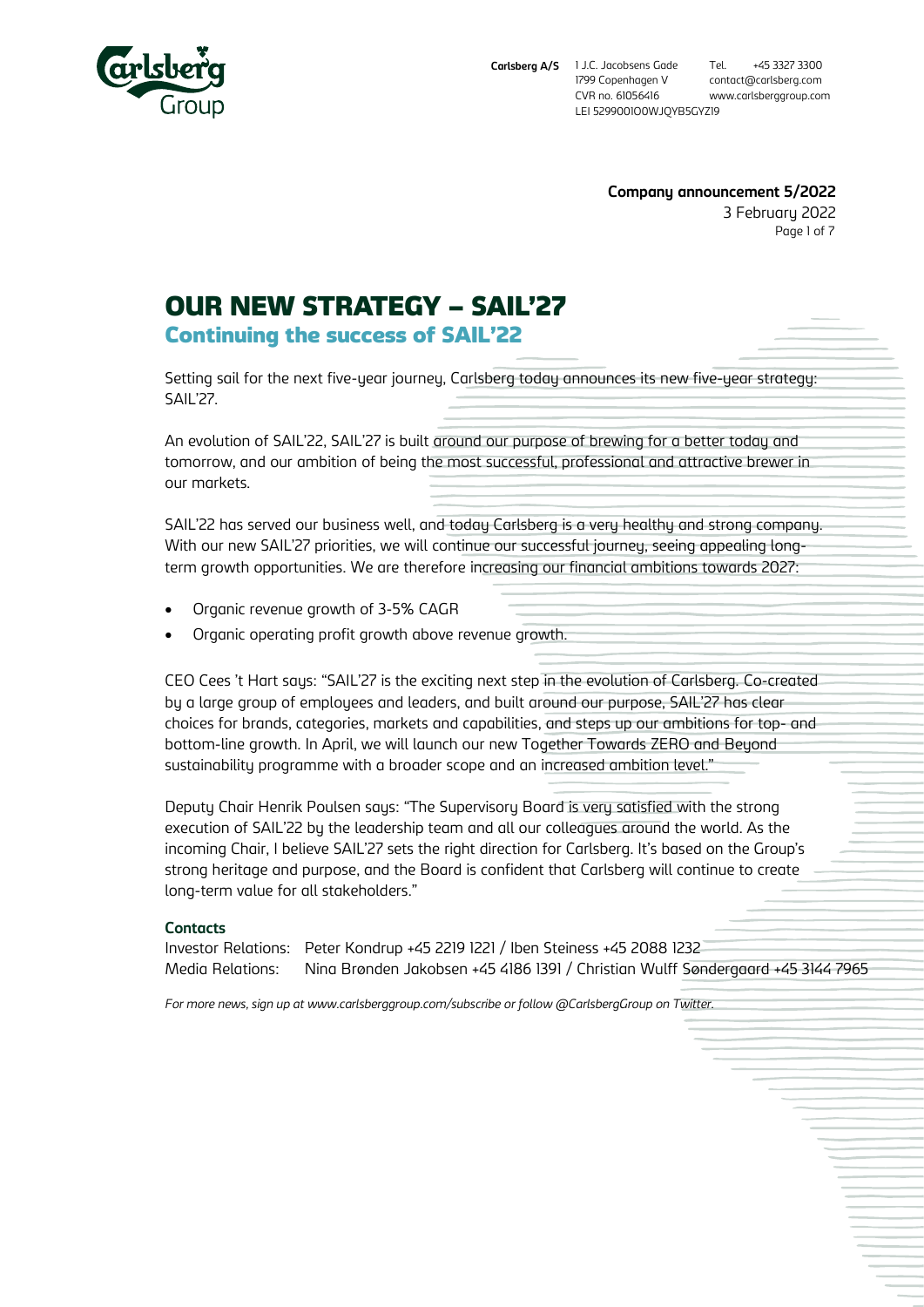**Carlsberg A/S** 1 J.C. Jacobsens Gade
1799 Copenhagen V
CVR no. 61056416
LEI 5299001O0WJQYB5GYZ19

Tel. +45 3327 3300
contact@carlsberg.com
www.carlsberggroup.com

**Company announcement 5/2022**
3 February 2022

# OUR NEW STRATEGY – SAIL'27

## Continuing the success of SAIL'22

Setting sail for the next five-year journey, Carlsberg today announces its new five-year strategy: SAIL'27.

An evolution of SAIL'22, SAIL'27 is built around our purpose of brewing for a better today and tomorrow, and our ambition of being the most successful, professional and attractive brewer in our markets.

SAIL'22 has served our business well, and today Carlsberg is a very healthy and strong company. With our new SAIL'27 priorities, we will continue our successful journey, seeing appealing long-term growth opportunities. We are therefore increasing our financial ambitions towards 2027:

- Organic revenue growth of 3-5% CAGR
- Organic operating profit growth above revenue growth.

CEO Cees 't Hart says: "SAIL'27 is the exciting next step in the evolution of Carlsberg. Co-created by a large group of employees and leaders, and built around our purpose, SAIL'27 has clear choices for brands, categories, markets and capabilities, and steps up our ambitions for top- and bottom-line growth. In April, we will launch our new Together Towards ZERO and Beyond sustainability programme with a broader scope and an increased ambition level."

Deputy Chair Henrik Poulsen says: "The Supervisory Board is very satisfied with the strong execution of SAIL'22 by the leadership team and all our colleagues around the world. As the incoming Chair, I believe SAIL'27 sets the right direction for Carlsberg. It's based on the Group's strong heritage and purpose, and the Board is confident that Carlsberg will continue to create long-term value for all stakeholders."

### Contacts

Investor Relations: Peter Kondrup +45 2219 1221 / Iben Steiness +45 2088 1232
Media Relations: Nina Brønden Jakobsen +45 4186 1391 / Christian Wulff Søndergaard +45 3144 7965

*For more news, sign up at www.carlsberggroup.com/subscribe or follow @CarlsbergGroup on Twitter.*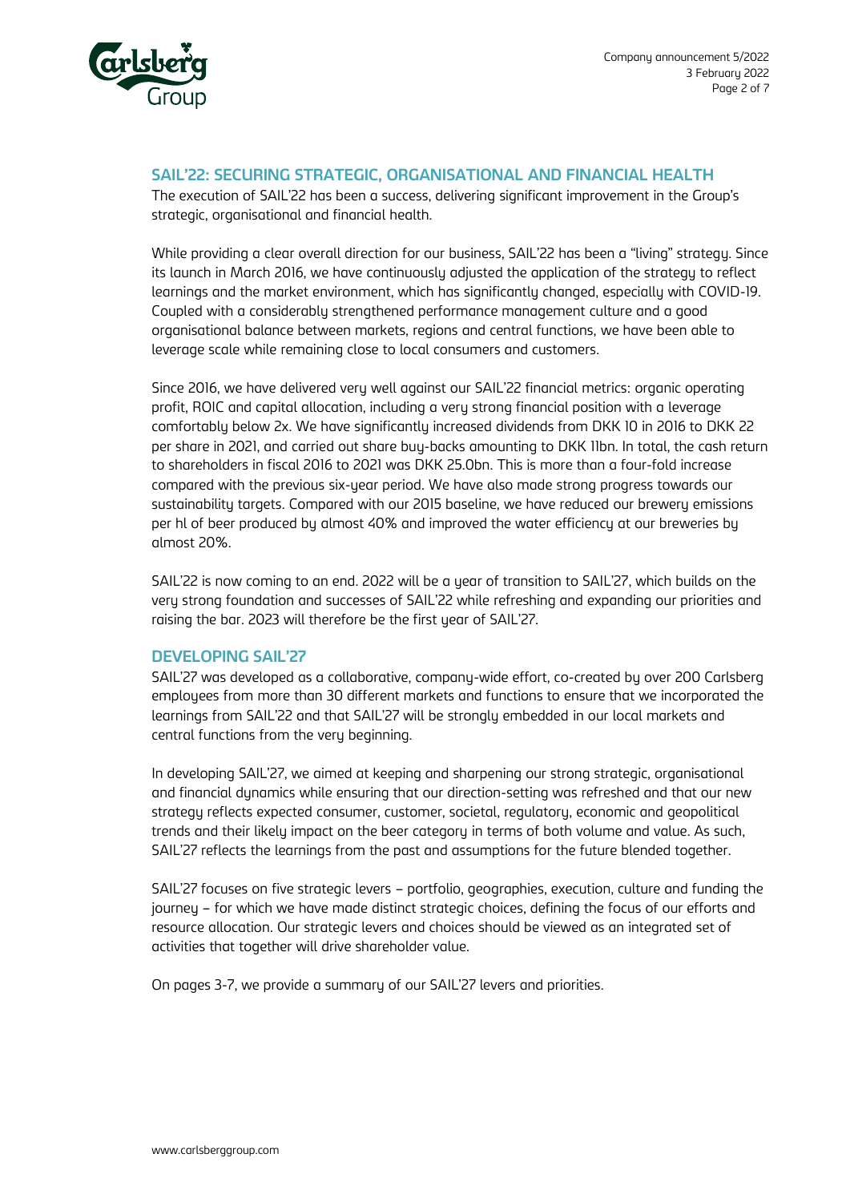## SAIL'22: SECURING STRATEGIC, ORGANISATIONAL AND FINANCIAL HEALTH

The execution of SAIL'22 has been a success, delivering significant improvement in the Group's strategic, organisational and financial health.

While providing a clear overall direction for our business, SAIL'22 has been a "living" strategy. Since its launch in March 2016, we have continuously adjusted the application of the strategy to reflect learnings and the market environment, which has significantly changed, especially with COVID-19. Coupled with a considerably strengthened performance management culture and a good organisational balance between markets, regions and central functions, we have been able to leverage scale while remaining close to local consumers and customers.

Since 2016, we have delivered very well against our SAIL'22 financial metrics: organic operating profit, ROIC and capital allocation, including a very strong financial position with a leverage comfortably below 2x. We have significantly increased dividends from DKK 10 in 2016 to DKK 22 per share in 2021, and carried out share buy-backs amounting to DKK 11bn. In total, the cash return to shareholders in fiscal 2016 to 2021 was DKK 25.0bn. This is more than a four-fold increase compared with the previous six-year period. We have also made strong progress towards our sustainability targets. Compared with our 2015 baseline, we have reduced our brewery emissions per hl of beer produced by almost 40% and improved the water efficiency at our breweries by almost 20%.

SAIL'22 is now coming to an end. 2022 will be a year of transition to SAIL'27, which builds on the very strong foundation and successes of SAIL'22 while refreshing and expanding our priorities and raising the bar. 2023 will therefore be the first year of SAIL'27.

## DEVELOPING SAIL'27

SAIL'27 was developed as a collaborative, company-wide effort, co-created by over 200 Carlsberg employees from more than 30 different markets and functions to ensure that we incorporated the learnings from SAIL'22 and that SAIL'27 will be strongly embedded in our local markets and central functions from the very beginning.

In developing SAIL'27, we aimed at keeping and sharpening our strong strategic, organisational and financial dynamics while ensuring that our direction-setting was refreshed and that our new strategy reflects expected consumer, customer, societal, regulatory, economic and geopolitical trends and their likely impact on the beer category in terms of both volume and value. As such, SAIL'27 reflects the learnings from the past and assumptions for the future blended together.

SAIL'27 focuses on five strategic levers – portfolio, geographies, execution, culture and funding the journey – for which we have made distinct strategic choices, defining the focus of our efforts and resource allocation. Our strategic levers and choices should be viewed as an integrated set of activities that together will drive shareholder value.

On pages 3-7, we provide a summary of our SAIL'27 levers and priorities.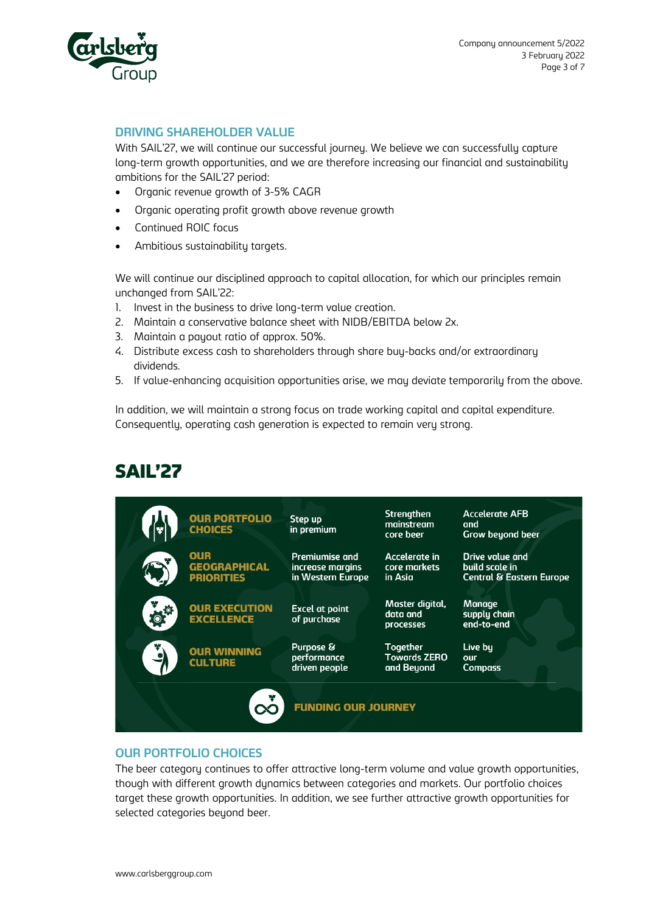## DRIVING SHAREHOLDER VALUE

With SAIL'27, we will continue our successful journey. We believe we can successfully capture long-term growth opportunities, and we are therefore increasing our financial and sustainability ambitions for the SAIL'27 period:

- Organic revenue growth of 3-5% CAGR
- Organic operating profit growth above revenue growth
- Continued ROIC focus
- Ambitious sustainability targets.

We will continue our disciplined approach to capital allocation, for which our principles remain unchanged from SAIL'22:

1. Invest in the business to drive long-term value creation.
2. Maintain a conservative balance sheet with NIDB/EBITDA below 2x.
3. Maintain a payout ratio of approx. 50%.
4. Distribute excess cash to shareholders through share buy-backs and/or extraordinary dividends.
5. If value-enhancing acquisition opportunities arise, we may deviate temporarily from the above.

In addition, we will maintain a strong focus on trade working capital and capital expenditure. Consequently, operating cash generation is expected to remain very strong.

# SAIL'27

| | | | |
|---|---|---|---|
| OUR PORTFOLIO CHOICES | Step up in premium | Strengthen mainstream core beer | Accelerate AFB and Grow beyond beer |
| OUR GEOGRAPHICAL PRIORITIES | Premiumise and increase margins in Western Europe | Accelerate in core markets in Asia | Drive value and build scale in Central & Eastern Europe |
| OUR EXECUTION EXCELLENCE | Excel at point of purchase | Master digital, data and processes | Manage supply chain end-to-end |
| OUR WINNING CULTURE | Purpose & performance driven people | Together Towards ZERO and Beyond | Live by our Compass |

FUNDING OUR JOURNEY

## OUR PORTFOLIO CHOICES

The beer category continues to offer attractive long-term volume and value growth opportunities, though with different growth dynamics between categories and markets. Our portfolio choices target these growth opportunities. In addition, we see further attractive growth opportunities for selected categories beyond beer.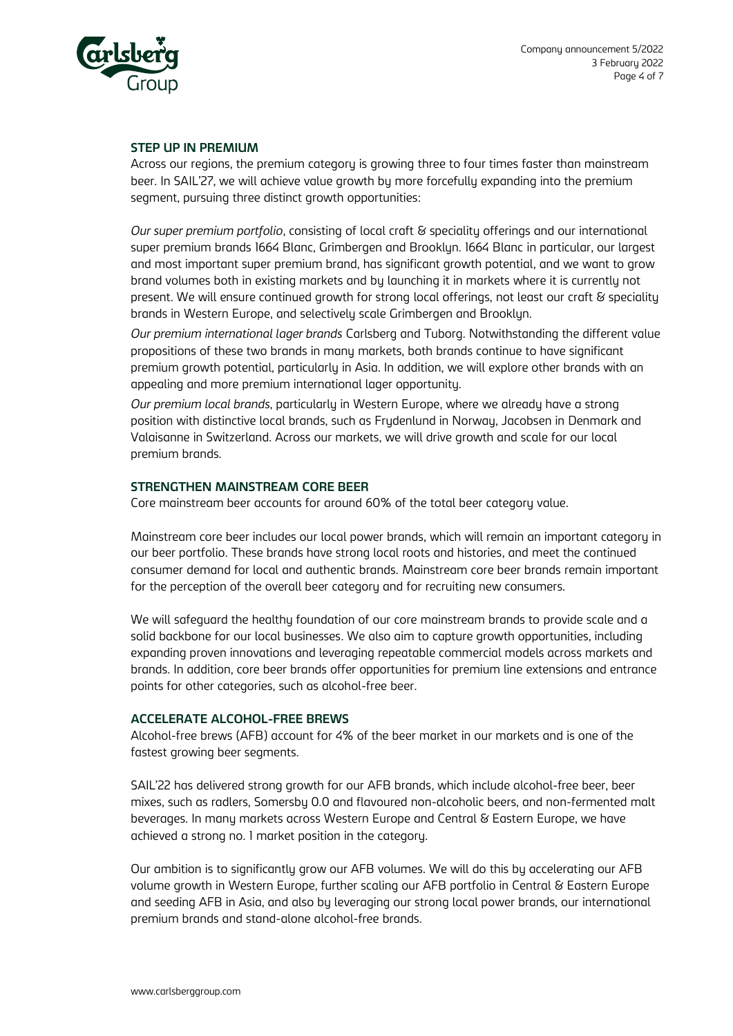### STEP UP IN PREMIUM

Across our regions, the premium category is growing three to four times faster than mainstream beer. In SAIL'27, we will achieve value growth by more forcefully expanding into the premium segment, pursuing three distinct growth opportunities:

*Our super premium portfolio*, consisting of local craft & speciality offerings and our international super premium brands 1664 Blanc, Grimbergen and Brooklyn. 1664 Blanc in particular, our largest and most important super premium brand, has significant growth potential, and we want to grow brand volumes both in existing markets and by launching it in markets where it is currently not present. We will ensure continued growth for strong local offerings, not least our craft & speciality brands in Western Europe, and selectively scale Grimbergen and Brooklyn.

*Our premium international lager brands* Carlsberg and Tuborg. Notwithstanding the different value propositions of these two brands in many markets, both brands continue to have significant premium growth potential, particularly in Asia. In addition, we will explore other brands with an appealing and more premium international lager opportunity.

*Our premium local brands*, particularly in Western Europe, where we already have a strong position with distinctive local brands, such as Frydenlund in Norway, Jacobsen in Denmark and Valaisanne in Switzerland. Across our markets, we will drive growth and scale for our local premium brands.

### STRENGTHEN MAINSTREAM CORE BEER

Core mainstream beer accounts for around 60% of the total beer category value.

Mainstream core beer includes our local power brands, which will remain an important category in our beer portfolio. These brands have strong local roots and histories, and meet the continued consumer demand for local and authentic brands. Mainstream core beer brands remain important for the perception of the overall beer category and for recruiting new consumers.

We will safeguard the healthy foundation of our core mainstream brands to provide scale and a solid backbone for our local businesses. We also aim to capture growth opportunities, including expanding proven innovations and leveraging repeatable commercial models across markets and brands. In addition, core beer brands offer opportunities for premium line extensions and entrance points for other categories, such as alcohol-free beer.

### ACCELERATE ALCOHOL-FREE BREWS

Alcohol-free brews (AFB) account for 4% of the beer market in our markets and is one of the fastest growing beer segments.

SAIL'22 has delivered strong growth for our AFB brands, which include alcohol-free beer, beer mixes, such as radlers, Somersby 0.0 and flavoured non-alcoholic beers, and non-fermented malt beverages. In many markets across Western Europe and Central & Eastern Europe, we have achieved a strong no. 1 market position in the category.

Our ambition is to significantly grow our AFB volumes. We will do this by accelerating our AFB volume growth in Western Europe, further scaling our AFB portfolio in Central & Eastern Europe and seeding AFB in Asia, and also by leveraging our strong local power brands, our international premium brands and stand-alone alcohol-free brands.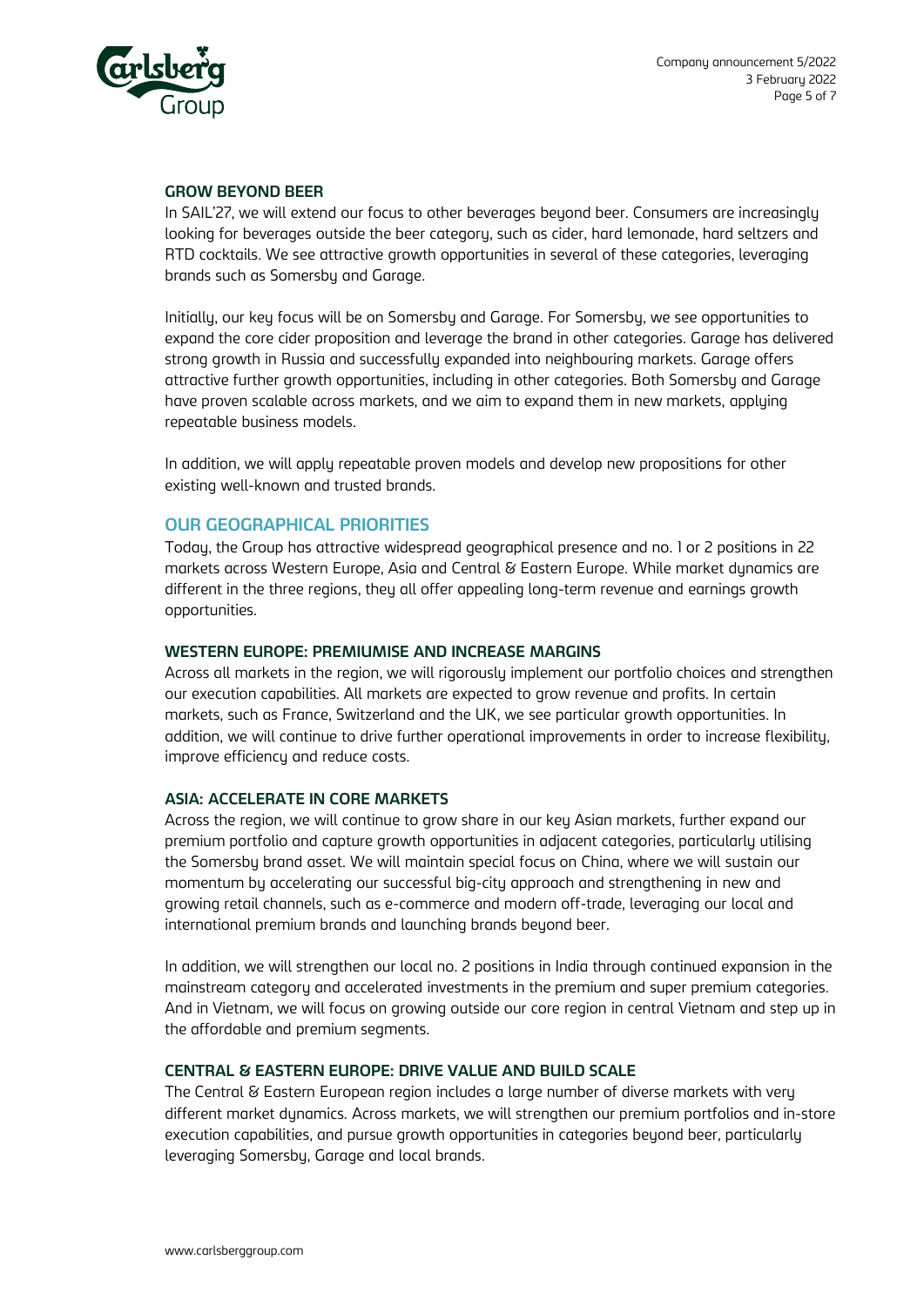### GROW BEYOND BEER

In SAIL'27, we will extend our focus to other beverages beyond beer. Consumers are increasingly looking for beverages outside the beer category, such as cider, hard lemonade, hard seltzers and RTD cocktails. We see attractive growth opportunities in several of these categories, leveraging brands such as Somersby and Garage.

Initially, our key focus will be on Somersby and Garage. For Somersby, we see opportunities to expand the core cider proposition and leverage the brand in other categories. Garage has delivered strong growth in Russia and successfully expanded into neighbouring markets. Garage offers attractive further growth opportunities, including in other categories. Both Somersby and Garage have proven scalable across markets, and we aim to expand them in new markets, applying repeatable business models.

In addition, we will apply repeatable proven models and develop new propositions for other existing well-known and trusted brands.

## OUR GEOGRAPHICAL PRIORITIES

Today, the Group has attractive widespread geographical presence and no. 1 or 2 positions in 22 markets across Western Europe, Asia and Central & Eastern Europe. While market dynamics are different in the three regions, they all offer appealing long-term revenue and earnings growth opportunities.

### WESTERN EUROPE: PREMIUMISE AND INCREASE MARGINS

Across all markets in the region, we will rigorously implement our portfolio choices and strengthen our execution capabilities. All markets are expected to grow revenue and profits. In certain markets, such as France, Switzerland and the UK, we see particular growth opportunities. In addition, we will continue to drive further operational improvements in order to increase flexibility, improve efficiency and reduce costs.

### ASIA: ACCELERATE IN CORE MARKETS

Across the region, we will continue to grow share in our key Asian markets, further expand our premium portfolio and capture growth opportunities in adjacent categories, particularly utilising the Somersby brand asset. We will maintain special focus on China, where we will sustain our momentum by accelerating our successful big-city approach and strengthening in new and growing retail channels, such as e-commerce and modern off-trade, leveraging our local and international premium brands and launching brands beyond beer.

In addition, we will strengthen our local no. 2 positions in India through continued expansion in the mainstream category and accelerated investments in the premium and super premium categories. And in Vietnam, we will focus on growing outside our core region in central Vietnam and step up in the affordable and premium segments.

### CENTRAL & EASTERN EUROPE: DRIVE VALUE AND BUILD SCALE

The Central & Eastern European region includes a large number of diverse markets with very different market dynamics. Across markets, we will strengthen our premium portfolios and in-store execution capabilities, and pursue growth opportunities in categories beyond beer, particularly leveraging Somersby, Garage and local brands.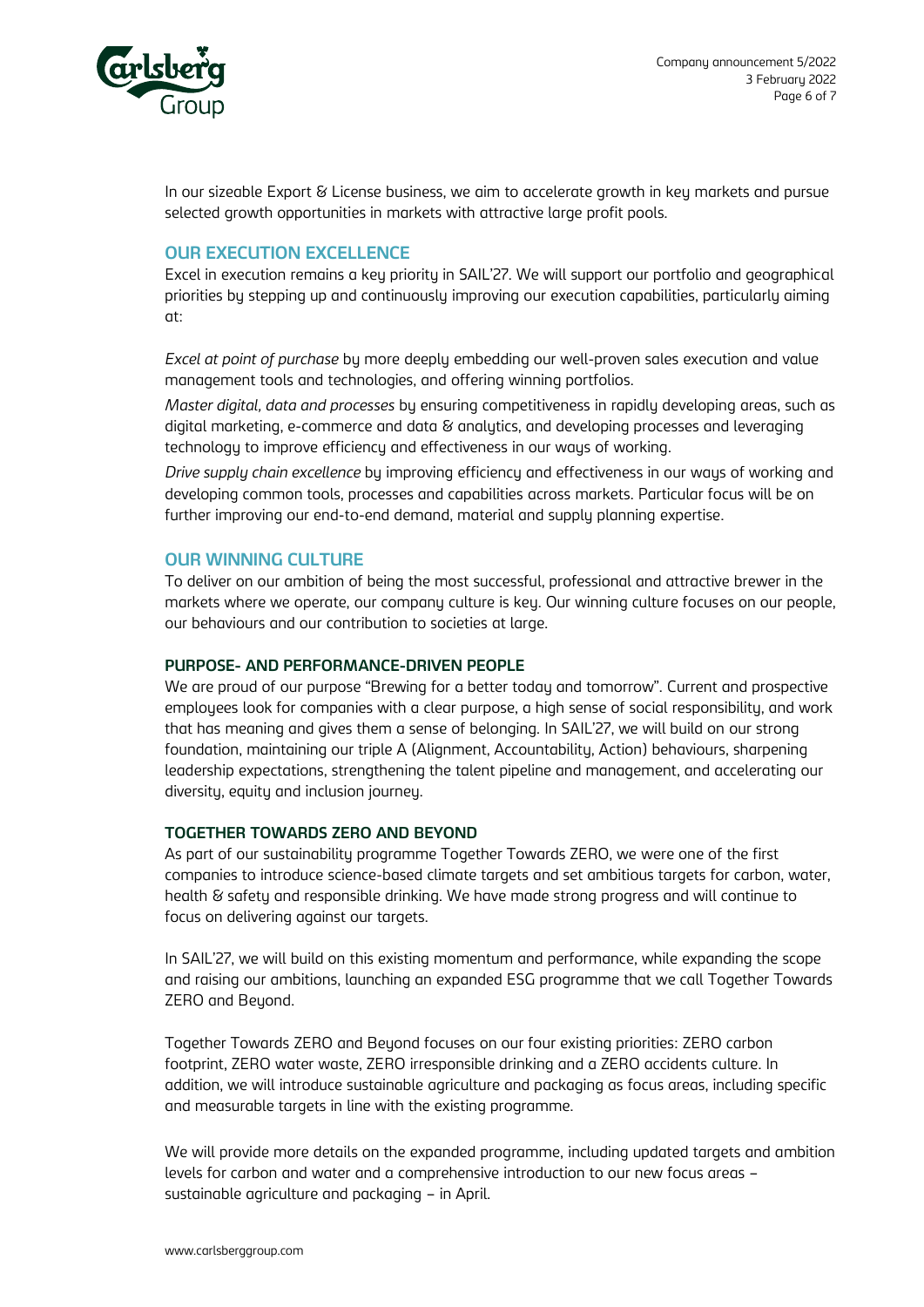In our sizeable Export & License business, we aim to accelerate growth in key markets and pursue selected growth opportunities in markets with attractive large profit pools.

## OUR EXECUTION EXCELLENCE

Excel in execution remains a key priority in SAIL'27. We will support our portfolio and geographical priorities by stepping up and continuously improving our execution capabilities, particularly aiming at:

*Excel at point of purchase* by more deeply embedding our well-proven sales execution and value management tools and technologies, and offering winning portfolios.

*Master digital, data and processes* by ensuring competitiveness in rapidly developing areas, such as digital marketing, e-commerce and data & analytics, and developing processes and leveraging technology to improve efficiency and effectiveness in our ways of working.

*Drive supply chain excellence* by improving efficiency and effectiveness in our ways of working and developing common tools, processes and capabilities across markets. Particular focus will be on further improving our end-to-end demand, material and supply planning expertise.

## OUR WINNING CULTURE

To deliver on our ambition of being the most successful, professional and attractive brewer in the markets where we operate, our company culture is key. Our winning culture focuses on our people, our behaviours and our contribution to societies at large.

### PURPOSE- AND PERFORMANCE-DRIVEN PEOPLE

We are proud of our purpose "Brewing for a better today and tomorrow". Current and prospective employees look for companies with a clear purpose, a high sense of social responsibility, and work that has meaning and gives them a sense of belonging. In SAIL'27, we will build on our strong foundation, maintaining our triple A (Alignment, Accountability, Action) behaviours, sharpening leadership expectations, strengthening the talent pipeline and management, and accelerating our diversity, equity and inclusion journey.

### TOGETHER TOWARDS ZERO AND BEYOND

As part of our sustainability programme Together Towards ZERO, we were one of the first companies to introduce science-based climate targets and set ambitious targets for carbon, water, health & safety and responsible drinking. We have made strong progress and will continue to focus on delivering against our targets.

In SAIL'27, we will build on this existing momentum and performance, while expanding the scope and raising our ambitions, launching an expanded ESG programme that we call Together Towards ZERO and Beyond.

Together Towards ZERO and Beyond focuses on our four existing priorities: ZERO carbon footprint, ZERO water waste, ZERO irresponsible drinking and a ZERO accidents culture. In addition, we will introduce sustainable agriculture and packaging as focus areas, including specific and measurable targets in line with the existing programme.

We will provide more details on the expanded programme, including updated targets and ambition levels for carbon and water and a comprehensive introduction to our new focus areas – sustainable agriculture and packaging – in April.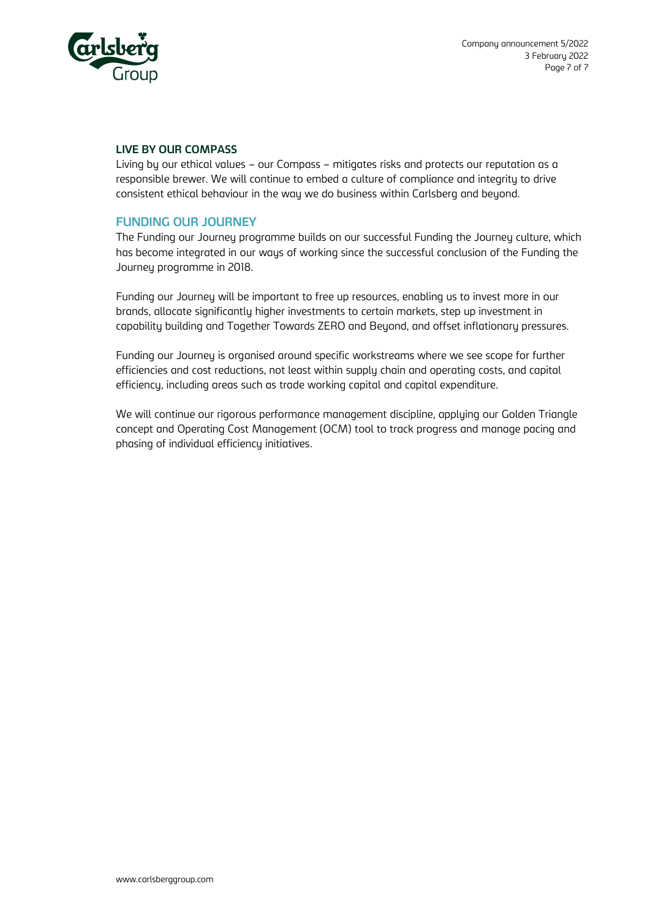### LIVE BY OUR COMPASS

Living by our ethical values – our Compass – mitigates risks and protects our reputation as a responsible brewer. We will continue to embed a culture of compliance and integrity to drive consistent ethical behaviour in the way we do business within Carlsberg and beyond.

## FUNDING OUR JOURNEY

The Funding our Journey programme builds on our successful Funding the Journey culture, which has become integrated in our ways of working since the successful conclusion of the Funding the Journey programme in 2018.

Funding our Journey will be important to free up resources, enabling us to invest more in our brands, allocate significantly higher investments to certain markets, step up investment in capability building and Together Towards ZERO and Beyond, and offset inflationary pressures.

Funding our Journey is organised around specific workstreams where we see scope for further efficiencies and cost reductions, not least within supply chain and operating costs, and capital efficiency, including areas such as trade working capital and capital expenditure.

We will continue our rigorous performance management discipline, applying our Golden Triangle concept and Operating Cost Management (OCM) tool to track progress and manage pacing and phasing of individual efficiency initiatives.